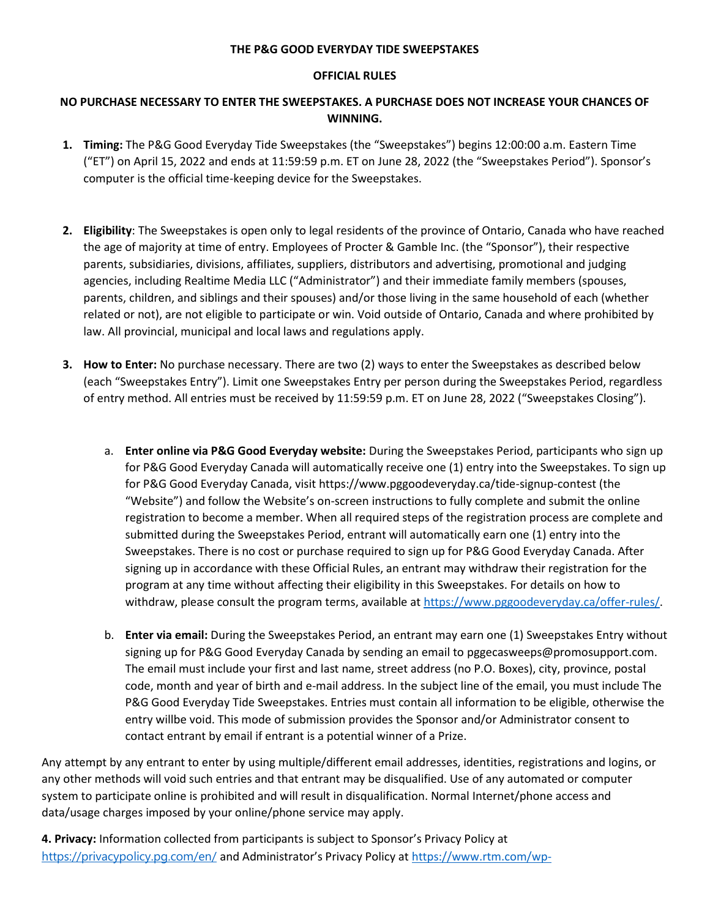**THE P&G GOOD EVERYDAY TIDE SWEEPSTAKES**

**OFFICIAL RULES**

**NO PURCHASE NECESSARY TO ENTER THE SWEEPSTAKES. A PURCHASE DOES NOT INCREASE YOUR CHANCES OF WINNING.**

1. **Timing:** The P&G Good Everyday Tide Sweepstakes (the "Sweepstakes") begins 12:00:00 a.m. Eastern Time ("ET") on April 15, 2022 and ends at 11:59:59 p.m. ET on June 28, 2022 (the "Sweepstakes Period"). Sponsor's computer is the official time-keeping device for the Sweepstakes.

2. **Eligibility**: The Sweepstakes is open only to legal residents of the province of Ontario, Canada who have reached the age of majority at time of entry. Employees of Procter & Gamble Inc. (the "Sponsor"), their respective parents, subsidiaries, divisions, affiliates, suppliers, distributors and advertising, promotional and judging agencies, including Realtime Media LLC ("Administrator") and their immediate family members (spouses, parents, children, and siblings and their spouses) and/or those living in the same household of each (whether related or not), are not eligible to participate or win. Void outside of Ontario, Canada and where prohibited by law. All provincial, municipal and local laws and regulations apply.

3. **How to Enter:** No purchase necessary. There are two (2) ways to enter the Sweepstakes as described below (each "Sweepstakes Entry"). Limit one Sweepstakes Entry per person during the Sweepstakes Period, regardless of entry method. All entries must be received by 11:59:59 p.m. ET on June 28, 2022 ("Sweepstakes Closing").

   a. **Enter online via P&G Good Everyday website:** During the Sweepstakes Period, participants who sign up for P&G Good Everyday Canada will automatically receive one (1) entry into the Sweepstakes. To sign up for P&G Good Everyday Canada, visit https://www.pggoodeveryday.ca/tide-signup-contest (the "Website") and follow the Website's on-screen instructions to fully complete and submit the online registration to become a member. When all required steps of the registration process are complete and submitted during the Sweepstakes Period, entrant will automatically earn one (1) entry into the Sweepstakes. There is no cost or purchase required to sign up for P&G Good Everyday Canada. After signing up in accordance with these Official Rules, an entrant may withdraw their registration for the program at any time without affecting their eligibility in this Sweepstakes. For details on how to withdraw, please consult the program terms, available at https://www.pggoodeveryday.ca/offer-rules/.

   b. **Enter via email:** During the Sweepstakes Period, an entrant may earn one (1) Sweepstakes Entry without signing up for P&G Good Everyday Canada by sending an email to pggecasweeps@promosupport.com. The email must include your first and last name, street address (no P.O. Boxes), city, province, postal code, month and year of birth and e-mail address. In the subject line of the email, you must include The P&G Good Everyday Tide Sweepstakes. Entries must contain all information to be eligible, otherwise the entry willbe void. This mode of submission provides the Sponsor and/or Administrator consent to contact entrant by email if entrant is a potential winner of a Prize.

Any attempt by any entrant to enter by using multiple/different email addresses, identities, registrations and logins, or any other methods will void such entries and that entrant may be disqualified. Use of any automated or computer system to participate online is prohibited and will result in disqualification. Normal Internet/phone access and data/usage charges imposed by your online/phone service may apply.

**4. Privacy:** Information collected from participants is subject to Sponsor's Privacy Policy at https://privacypolicy.pg.com/en/ and Administrator's Privacy Policy at https://www.rtm.com/wp-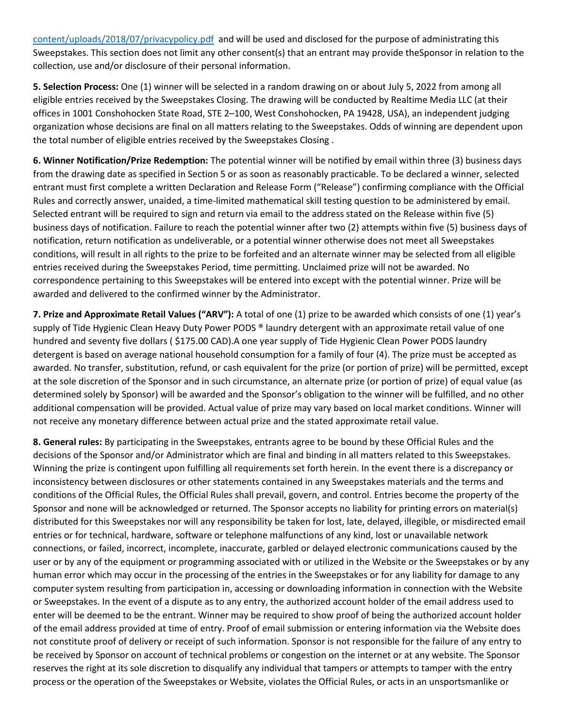content/uploads/2018/07/privacypolicy.pdf and will be used and disclosed for the purpose of administrating this Sweepstakes. This section does not limit any other consent(s) that an entrant may provide theSponsor in relation to the collection, use and/or disclosure of their personal information.

**5. Selection Process:** One (1) winner will be selected in a random drawing on or about July 5, 2022 from among all eligible entries received by the Sweepstakes Closing. The drawing will be conducted by Realtime Media LLC (at their offices in 1001 Conshohocken State Road, STE 2–100, West Conshohocken, PA 19428, USA), an independent judging organization whose decisions are final on all matters relating to the Sweepstakes. Odds of winning are dependent upon the total number of eligible entries received by the Sweepstakes Closing .

**6. Winner Notification/Prize Redemption:** The potential winner will be notified by email within three (3) business days from the drawing date as specified in Section 5 or as soon as reasonably practicable. To be declared a winner, selected entrant must first complete a written Declaration and Release Form ("Release") confirming compliance with the Official Rules and correctly answer, unaided, a time-limited mathematical skill testing question to be administered by email. Selected entrant will be required to sign and return via email to the address stated on the Release within five (5) business days of notification. Failure to reach the potential winner after two (2) attempts within five (5) business days of notification, return notification as undeliverable, or a potential winner otherwise does not meet all Sweepstakes conditions, will result in all rights to the prize to be forfeited and an alternate winner may be selected from all eligible entries received during the Sweepstakes Period, time permitting. Unclaimed prize will not be awarded. No correspondence pertaining to this Sweepstakes will be entered into except with the potential winner. Prize will be awarded and delivered to the confirmed winner by the Administrator.

**7. Prize and Approximate Retail Values ("ARV"):** A total of one (1) prize to be awarded which consists of one (1) year's supply of Tide Hygienic Clean Heavy Duty Power PODS ® laundry detergent with an approximate retail value of one hundred and seventy five dollars ( $175.00 CAD).A one year supply of Tide Hygienic Clean Power PODS laundry detergent is based on average national household consumption for a family of four (4). The prize must be accepted as awarded. No transfer, substitution, refund, or cash equivalent for the prize (or portion of prize) will be permitted, except at the sole discretion of the Sponsor and in such circumstance, an alternate prize (or portion of prize) of equal value (as determined solely by Sponsor) will be awarded and the Sponsor's obligation to the winner will be fulfilled, and no other additional compensation will be provided. Actual value of prize may vary based on local market conditions. Winner will not receive any monetary difference between actual prize and the stated approximate retail value.

**8. General rules:** By participating in the Sweepstakes, entrants agree to be bound by these Official Rules and the decisions of the Sponsor and/or Administrator which are final and binding in all matters related to this Sweepstakes. Winning the prize is contingent upon fulfilling all requirements set forth herein. In the event there is a discrepancy or inconsistency between disclosures or other statements contained in any Sweepstakes materials and the terms and conditions of the Official Rules, the Official Rules shall prevail, govern, and control. Entries become the property of the Sponsor and none will be acknowledged or returned. The Sponsor accepts no liability for printing errors on material(s) distributed for this Sweepstakes nor will any responsibility be taken for lost, late, delayed, illegible, or misdirected email entries or for technical, hardware, software or telephone malfunctions of any kind, lost or unavailable network connections, or failed, incorrect, incomplete, inaccurate, garbled or delayed electronic communications caused by the user or by any of the equipment or programming associated with or utilized in the Website or the Sweepstakes or by any human error which may occur in the processing of the entries in the Sweepstakes or for any liability for damage to any computer system resulting from participation in, accessing or downloading information in connection with the Website or Sweepstakes. In the event of a dispute as to any entry, the authorized account holder of the email address used to enter will be deemed to be the entrant. Winner may be required to show proof of being the authorized account holder of the email address provided at time of entry. Proof of email submission or entering information via the Website does not constitute proof of delivery or receipt of such information. Sponsor is not responsible for the failure of any entry to be received by Sponsor on account of technical problems or congestion on the internet or at any website. The Sponsor reserves the right at its sole discretion to disqualify any individual that tampers or attempts to tamper with the entry process or the operation of the Sweepstakes or Website, violates the Official Rules, or acts in an unsportsmanlike or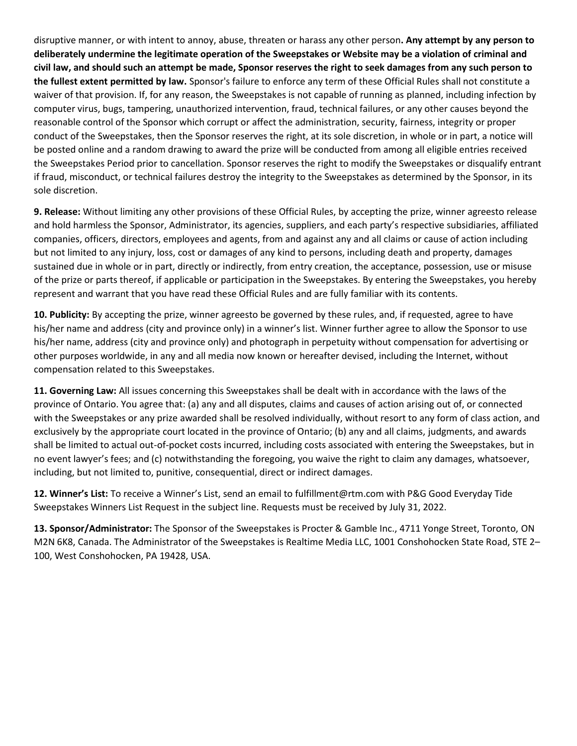disruptive manner, or with intent to annoy, abuse, threaten or harass any other person**. Any attempt by any person to deliberately undermine the legitimate operation of the Sweepstakes or Website may be a violation of criminal and civil law, and should such an attempt be made, Sponsor reserves the right to seek damages from any such person to the fullest extent permitted by law.** Sponsor's failure to enforce any term of these Official Rules shall not constitute a waiver of that provision. If, for any reason, the Sweepstakes is not capable of running as planned, including infection by computer virus, bugs, tampering, unauthorized intervention, fraud, technical failures, or any other causes beyond the reasonable control of the Sponsor which corrupt or affect the administration, security, fairness, integrity or proper conduct of the Sweepstakes, then the Sponsor reserves the right, at its sole discretion, in whole or in part, a notice will be posted online and a random drawing to award the prize will be conducted from among all eligible entries received the Sweepstakes Period prior to cancellation. Sponsor reserves the right to modify the Sweepstakes or disqualify entrant if fraud, misconduct, or technical failures destroy the integrity to the Sweepstakes as determined by the Sponsor, in its sole discretion.

**9. Release:** Without limiting any other provisions of these Official Rules, by accepting the prize, winner agreesto release and hold harmless the Sponsor, Administrator, its agencies, suppliers, and each party's respective subsidiaries, affiliated companies, officers, directors, employees and agents, from and against any and all claims or cause of action including but not limited to any injury, loss, cost or damages of any kind to persons, including death and property, damages sustained due in whole or in part, directly or indirectly, from entry creation, the acceptance, possession, use or misuse of the prize or parts thereof, if applicable or participation in the Sweepstakes. By entering the Sweepstakes, you hereby represent and warrant that you have read these Official Rules and are fully familiar with its contents.

**10. Publicity:** By accepting the prize, winner agreesto be governed by these rules, and, if requested, agree to have his/her name and address (city and province only) in a winner's list. Winner further agree to allow the Sponsor to use his/her name, address (city and province only) and photograph in perpetuity without compensation for advertising or other purposes worldwide, in any and all media now known or hereafter devised, including the Internet, without compensation related to this Sweepstakes.

**11. Governing Law:** All issues concerning this Sweepstakes shall be dealt with in accordance with the laws of the province of Ontario. You agree that: (a) any and all disputes, claims and causes of action arising out of, or connected with the Sweepstakes or any prize awarded shall be resolved individually, without resort to any form of class action, and exclusively by the appropriate court located in the province of Ontario; (b) any and all claims, judgments, and awards shall be limited to actual out-of-pocket costs incurred, including costs associated with entering the Sweepstakes, but in no event lawyer's fees; and (c) notwithstanding the foregoing, you waive the right to claim any damages, whatsoever, including, but not limited to, punitive, consequential, direct or indirect damages.

**12. Winner's List:** To receive a Winner's List, send an email to fulfillment@rtm.com with P&G Good Everyday Tide Sweepstakes Winners List Request in the subject line. Requests must be received by July 31, 2022.

**13. Sponsor/Administrator:** The Sponsor of the Sweepstakes is Procter & Gamble Inc., 4711 Yonge Street, Toronto, ON M2N 6K8, Canada. The Administrator of the Sweepstakes is Realtime Media LLC, 1001 Conshohocken State Road, STE 2–100, West Conshohocken, PA 19428, USA.